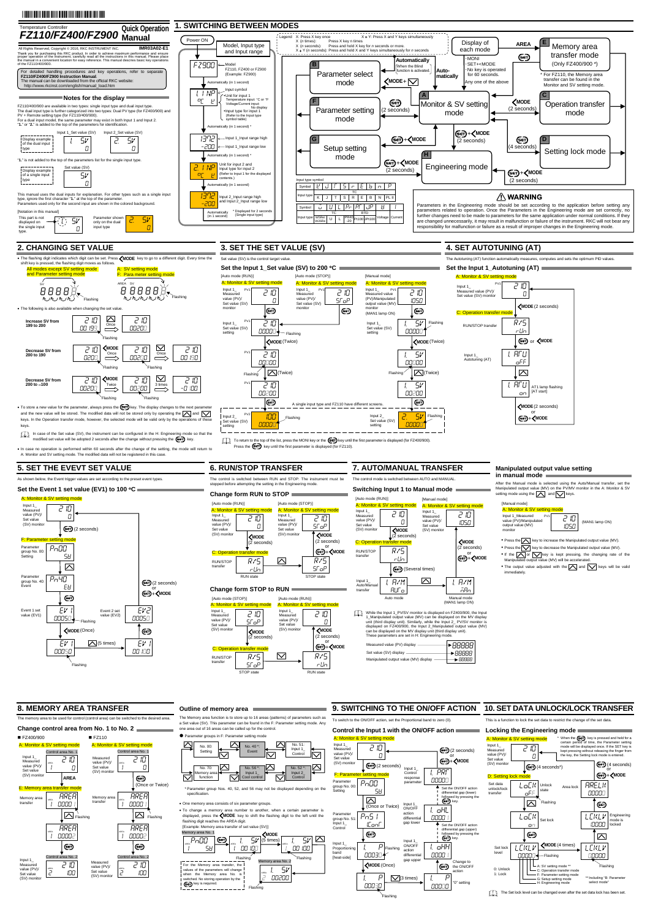Temperature Controller

# FZ110/FZ400/FZ900 Quick Operation Manual

IMR03A02-E1

All Rights Reserved, Copyright © 2016, RKC INSTRUMENT INC.

Thank you for purchasing this RKC product. In order to achieve maximum performance and ensure proper operation of the instrument, carefully read all the instructions in this manual. Please place the manual in a convenient location for easy reference. This manual describes basic key operations of the FZ110/400/900.

For detailed handling procedures and key operations, refer to separate **FZ110/FZ400/FZ900 Instruction Manual**.
The manual can be downloaded from the official RKC website:
http://www.rkcinst.com/english/manual_load.htm

## Notes for the display

FZ110/400/900 are available in two types: single input type and dual input type.
The dual input type is further categorized into two types: Dual PV type (for FZ400/900) and PV + Remote setting type (for FZ110/400/900).
For a dual input model, the same parameter may exist in both Input 1 and Input 2.
"1." or "2." is added to the top of the parameters for identification.

Display example of the dual input type: Input 1_Set value (SV) "1. SV", Input 2_Set value (SV) "2. SV"

"1." is not added to the top of the parameters list for the single input type.

Display example of a single input type: Set value (SV) "SV"

This manual uses the dual inputs type for explanation. For other types such as a single input type, ignore the first character "1." at the top of the parameter.
Parameters used only for the second input are shown in the colored background.

[Notation in this manual]
This part is not displayed on the single input type. Parameter shown only on the dual input type.

## 1. SWITCHING BETWEEN MODES

Legend: X: Press X key once; X + Y: Press X and Y keys simultaneously; X (n times): Press X key n times; X (n seconds): Press and hold X key for n seconds or more; X + Y (n seconds): Press and hold X and Y keys simultaneously for n seconds

Power ON → Model, Input type and Input range:
- Model FZ110, FZ400 or FZ900 (Example: FZ900)
- Automatically (in 1 second)
- Input symbol: Unit for input 1 (Temperature input: °C or °F; Voltage/Current input: No display); Input type for input 1 (Refer to the Input type symbol table)
- Automatically (in 1 second) *
- Input 1_Input range high / Input 1_Input range low
- Automatically (in 1 second) *
- Unit for input 2 and Input type for input 2 (Refer to Input 1 for the displayed contents.)
- Automatically (in 1 second)
- Input 2_Input range high and Input 2_Input range low
- Automatically (in 1 second)

\* Displayed for 2 seconds (Single input type)

Modes: B: Parameter select mode; F: Parameter setting mode; G: Setup setting mode; A: Monitor & SV setting mode; C: Operation transfer mode; D: Setting lock mode; H: Engineering mode; E: Memory area transfer mode (Only FZ400/900 *)

Automatically (When the Blind function is activated.)

Display of each mode (AREA): MONI; SET+<MODE; No key is operated for 60 seconds; Any one of the above → Automatically

\* For FZ110, the Memory area transfer can be found in the Monitor and SV setting mode.

Input type symbol:

| Symbol | K | J | T | S | R | E | B | N | PL II |
|---|---|---|---|---|---|---|---|---|---|
| Input type (TC) | K | J | T | S | R | E | B | N | PL II |

| Symbol | W5Re/W26Re | U | L | PR40-20 | Pt100 | JPt100 | Voltage | Current |
|---|---|---|---|---|---|---|---|---|
| Input type | TC | | | | RTD | | | |

### ⚠ WARNING

Parameters in the Engineering mode should be set according to the application before setting any parameters related to operation. Once the Parameters in the Engineering mode are set correctly, no further changes need to be made to parameters for the same application under normal conditions. If they are changed unnecessarily, it may result in malfunction or failure of the instrument. RKC will not bear any responsibility for malfunction or failure as a result of improper changes in the Engineering mode.

## 2. CHANGING SET VALUE

- The flashing digit indicates which digit can be set. Press <MODE key to go to a different digit. Every time the shift key is pressed, the flashing digit moves as follows.

All modes except SV setting mode and Parameter setting mode / A: SV setting mode, F: Para meter setting mode

- The following is also available when changing the set value.

Increase SV from 199 to 200; Decrease SV from 200 to 190; Decrease SV from 200 to –100

- To store a new value for the parameter, always press the SET key. The display changes to the next parameter and the new value will be stored. The modified data will not be stored only by operating the UP and DOWN keys. In the Operation transfer mode, however, the selected mode will be valid only by the operations of these keys.

In case of the Set value (SV), the instrument can be configured in the H: Engineering mode so that the modified set value will be adopted 2 seconds after the change without pressing the SET key.

- In case no operation is performed within 60 seconds after the change of the setting, the mode will return to A: Monitor and SV setting mode. The modified data will not be registered in this case.

## 3. SET THE SET VALUE (SV)

Set value (SV) is the control target value.

### Set the Input 1_Set value (SV) to 200 °C

[Auto mode (RUN)] / [Auto mode (STOP)] / [Manual mode]

A single input type and FZ110 have different screens.

To return to the top of the list, press the MONI key or the SET key until the first parameter is displayed (for FZ400/900).
Press the SET key until the first parameter is displayed (for FZ110).

## 4. SET AUTOTUNING (AT)

The Autotuning (AT) function automatically measures, computes and sets the optimum PID values.

### Set the Input 1_Autotuning (AT)

A: Monitor & SV setting mode → <MODE (2 seconds) → C: Operation transfer mode → RUN/STOP transfer → SET or <MODE → Input 1_Autotuning (AT) oFF → UP → on (AT1 lamp flashing [AT start]) → <MODE (2 seconds) or SET+<MODE

## 5. SET THE EVEVT SET VALUE

As shown below, the Event trigger values are set according to the preset event types.

### Set the Event 1 set value (EV1) to 100 °C

A: Monitor & SV setting mode → SET (2 seconds) → F: Parameter setting mode → Parameter group No. 00: Setting → UP → Parameter group No. 40: Event → SET → Event 1 set value (EV1) → UP (5 times) → Flashing; Event 2 set value (EV2); SET (2 seconds) or SET+<MODE

## 6. RUN/STOP TRANSFER

The control is switched between RUN and STOP. The instrument must be stopped before attempting the setting in the Engineering mode.

### Change form RUN to STOP

[Auto mode (RUN)] → <MODE (2 seconds) → C: Operation transfer mode → RUN/STOP transfer (RUN state) → UP → STOP state → <MODE (2 seconds) or SET+<MODE → [Auto mode (STOP)]

### Change form STOP to RUN

[Auto mode (STOP)] → <MODE (2 seconds) → C: Operation transfer mode → RUN/STOP transfer (STOP state) → DOWN → RUN state → <MODE (2 seconds) or SET+<MODE → [Auto mode (RUN)]

## 7. AUTO/MANUAL TRANSFER

The control mode is switched between AUTO and MANUAL.

### Switching Input 1 to Manual mode

[Auto mode (RUN)] → <MODE (2 seconds) → C: Operation transfer mode → RUN/STOP transfer → SET (Several times) → Input 1_Auto/Manual transfer (Auto mode) → UP → Manual mode (MAN1 lamp ON) → <MODE (2 seconds) or SET+<MODE → [Manual mode]

While the Input 1_PV/SV monitor is displayed on FZ400/900, the Input 1_Manipulated output value (MV) can be displayed on the MV display unit (third display unit). Similarly, while the Input 2_PV/SV monitor is displayed on FZ400/900, the Input 2_Manipulated output value (MV) can be displayed on the MV display unit (third display unit).
These parameters are set in H: Engineering mode.

Measured value (PV) display; Set value (SV) display; Manipulated output value (MV) display

### Manipulated output value setting in manual mode

After the Manual mode is selected using the Auto/Manual transfer, set the Manipulated output value (MV) on the PV/MV monitor in the A: Monitor & SV setting mode using the UP and DOWN keys.

[Manual mode] A: Monitor & SV setting mode: Input 1_Measured value (PV)/Manipulated output value (MV) monitor (MAN1 lamp ON)

- Press the UP key to increase the Manipulated output value (MV).
- Press the DOWN key to decrease the Manipulated output value (MV).
- If the UP or DOWN key is kept pressing, the changing rate of the Manipulated output value (MV) will be accelerated.
- The output value adjusted with the UP and DOWN keys will be valid immediately.

## 8. MEMORY AREA TRANSFER

The memory area to be used for control (control area) can be switched to the desired area.

### Change control area from No. 1 to No. 2

■ FZ400/900: A: Monitor & SV setting mode (Control area No. 1) → AREA → E: Memory area transfer mode → Memory area transfer → UP → Flashing → SET → Control area No. 2

■ FZ110: A: Monitor & SV setting mode (Control area No. 1) → SET (Once or Twice) → Memory area transfer → UP → Flashing → SET → Control area No. 2

### Outline of memory area

The Memory area function is to store up to 16 areas (patterns) of parameters such as a Set value (SV). This parameter can be found in the F: Parameter setting mode. Any one area out of 16 areas can be called up for the control.

● Parameter groups in F: Parameter setting mode: No. 00: Setting; No. 40 \*: Event; No. 51: Input 1_Control; No. 52 \*: Input 2_Control; No. 56 \*: Input 1_Cool control; No. 70: Memory area function

\* Parameter group Nos. 40, 52, and 56 may not be displayed depending on the specification.

- One memory area consists of six parameter groups.
- To change a memory area number to another, when a certain parameter is displayed, press the <MODE key to shift the flashing digit to the left until the flashing digit reaches the AREA digit.

[Example: Memory area transfer of set value (SV)]

For the Memory area transfer, the values of the parameters will change when the Memory area No. is switched. No storing operation by the SET key is required.

## 9. SWITCHING TO THE ON/OFF ACTION

To switch to the ON/OFF action, set the Proportional band to zero (0).

### Control the Input 1 with the ON/OFF action

A: Monitor & SV setting mode → SET (2 seconds) → F: Parameter setting mode → Parameter group No. 00: Setting → UP (Once or Twice) → Parameter group No. 51: Input 1_Control → SET → Input 1_Control response parameter → Input 1_ON/OFF action differential gap lower (Set the ON/OFF action differential gap (lower) followed by pressing the SET key.) → Input 1_ON/OFF action differential gap upper (Set the ON/OFF action differential gap (upper) followed by pressing the SET key.) → <MODE (Once) → Input 1_Proportional band [heat-side] → Flashing → DOWN (3 times) → "0" setting → SET (2 seconds) or SET+<MODE → Change to the ON/OFF action

## 10. SET DATA UNLOCK/LOCK TRANSFER

This is a function to lock the set data to restrict the change of the set data.

### Locking the Engineering mode

A: Monitor & SV setting mode → SET (4 seconds\*) → D: Setting lock mode → Set data unlock/lock transfer (Unlock state / Area lock) → UP → Flashing → SET → Set lock → <MODE (4 times) → Set lock level → Flashing → UP → Engineering mode is locked → SET (4 seconds) or SET+<MODE

\* When the SET key is pressed and held for a certain period of time, the Parameter setting mode will be displayed once. If the SET key is kept pressing without releasing the finger from the key, the Setting lock mode is entered.

0: Unlock, 1: Lock
A: SV setting mode \*\*; C: Operation transfer mode; F: Parameter setting mode; G: Setup setting mode; H: Engineering mode

\*\* Including "B: Parameter select mode"

The Set lock level can be changed even after the set data lock has been set.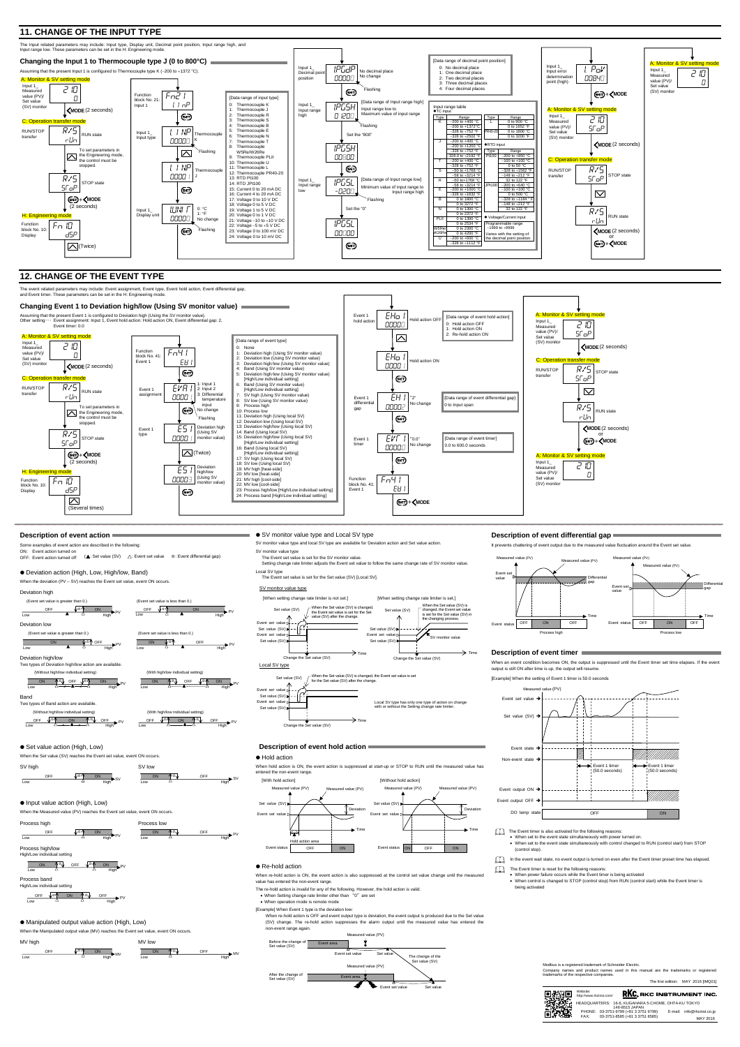## 11. CHANGE OF THE INPUT TYPE

The Input related parameters may include: Input type, Display unit, Decimal point position, Input range high, and Input range low. These parameters can be set in the H: Engineering mode.

### Changing the Input 1 to Thermocouple type J (0 to 800°C)

Assuming that the present Input 1 is configured to Thermocouple type K (−200 to +1372 °C).

A: Monitor & SV setting mode
Input 1_ Measured value (PV)/ Set value (SV) monitor: 210 / 0
MODE (2 seconds)

C: Operation transfer mode
RUN/STOP transfer: R/S rUn — RUN state
To set parameters in the Engineering mode, the control must be stopped.
R/S StoP — STOP state
SET + MODE (2 seconds)

H: Engineering mode
Function block No. 10: Display — Fn 10 dSP
(Twice)

Function block No. 21: Input 1 — Fn21 1 inP
SET
Input 1_ Input type — 1 inP 00000 — Thermocouple K
Flashing
1 inP 00001 — Thermocouple J
SET
Input 1_ Display unit — 1Uni 00000 — 0: °C, 1: °F — No change
SET
Flashing

[Data range of input type]
0: Thermocouple K
1: Thermocouple J
2: Thermocouple R
3: Thermocouple S
4: Thermocouple B
5: Thermocouple E
6: Thermocouple N
7: Thermocouple T
8: Thermocouple W5Re/W26Re
9: Thermocouple PLII
10: Thermocouple U
11: Thermocouple L
12: Thermocouple PR40-20
13: RTD Pt100
14: RTD JPt100
15: Current 0 to 20 mA DC
16: Current 4 to 20 mA DC
17: Voltage 0 to 10 V DC
18: Voltage 0 to 5 V DC
19: Voltage 1 to 5 V DC
20: Voltage 0 to 1 V DC
21: Voltage −10 to +10 V DC
22: Voltage −5 to +5 V DC
23: Voltage 0 to 100 mV DC
24: Voltage 0 to 10 mV DC

Input 1_ Decimal point position — 1PGdP 00000 — No decimal place, No change
SET
Flashing
Input 1_ Input range high — 1PGSH 01372 — [Data range of Input range high] Input range low to Maximum value of input range
Flashing
Set the "800"
1PGSH 00800
SET
Input 1_ Input range low — 1PGSL −0200 — [Data range of Input range low] Minimum value of input range to Input range high
Flashing
Set the "0"
1PGSL 00000
SET

[Data range of decimal point position]
0: No decimal place
1: One decimal place
2: Two decimal places
3: Three decimal places
4: Four decimal places

Input range table
● TC input

| Type | Range | Type | Range |
|---|---|---|---|
| K | −200 to +400 °C | L | 0 to 900 °C |
|  | −200 to +1372 °C |  | 0 to 1652 °F |
|  | −328 to +752 °F | PR40-20 | 0 to 1800 °C |
|  | −328 to +2502 °F |  | 0 to 3200 °F |
| J | −200 to +400 °C | ● RTD input |  |
|  | −200 to +1200 °C | Type | Range |
|  | −328 to +752 °F | Pt100 | −200 to +850 °C |
|  | −328.0 to +2192 °F |  | −100 to +100 °C |
| T | −200 to +400 °C |  | 0 to 50 °C |
|  | −328 to +752 °F |  | −328 to +1562 °F |
| S | −50 to +1768 °C |  | −148 to +212 °F |
|  | −58 to +3214 °F |  | 32 to 122 °F |
| R | −50 to +1768 °C | JPt100 | −200 to +640 °C |
|  | −58 to +3214 °F |  | −100 to +100 °C |
| E | −200 to +1000 °C |  | 0 to 500 °C |
|  | −328 to +1832 °F |  | −328 to +1184 °F |
| B | 0 to 1800 °C |  | −148 to +212 °F |
|  | 0 to 3272 °F |  | 32 to 122 °F |
| N | 0 to 1300 °C | ● Voltage/Current input |  |
|  | 0 to 2372 °F | Programmable range |  |
| PLII | 0 to 1390 °C | −1999 to +9999 |  |
|  | 0 to 2534 °F | Varies with the setting of the decimal point position. |  |
| W5Re/W26Re | 0 to 2300 °C |  |  |
|  | 0 to 4200 °F |  |  |
| U | −200 to +600 °C |  |  |
|  | −328 to +1112 °F |  |  |

Input 1_ Input error determination point (high) — 1 PoV 00840
SET + MODE

C: Operation transfer mode
RUN/STOP transfer: R/S StoP — STOP state
R/S rUn — RUN state
MODE (2 seconds) or SET + MODE

A: Monitor & SV setting mode
Input 1_ Measured value (PV)/ Set value (SV) monitor: 210 / 0
Input 1_ Measured value (PV)/ Set value (SV) monitor: 210 / StoP
MODE (2 seconds)

## 12. CHANGE OF THE EVENT TYPE

The event related parameters may include: Event assignment, Event type, Event hold action, Event differential gap, and Event timer. These parameters can be set in the H: Engineering mode.

### Changing Event 1 to Deviation high/low (Using SV monitor value)

Assuming that the present Event 1 is configured to Deviation high (Using the SV monitor value).
Other setting···· Event assignment: Input 1, Event hold action: Hold action ON, Event differential gap: 2, Event timer: 0.0

A: Monitor & SV setting mode
Input 1_ Measured value (PV)/ Set value (SV) monitor: 210 / 0
MODE (2 seconds)

C: Operation transfer mode
RUN/STOP transfer: R/S rUn — RUN state
To set parameters in the Engineering mode, the control must be stopped.
R/S StoP — STOP state
SET + MODE (2 seconds)

H: Engineering mode
Function block No. 10: Display — Fn 10 dSP
(Several times)

Function block No. 41: Event 1 — Fn41 EV1
SET
Event 1 assignment — EVA1 00001 — 1: Input 1, 2: Input 2, 3: Differential temperature input — No change
SET
Flashing
Event 1 type — ES1 00001 — Deviation high (Using SV monitor value)
(Twice)
ES1 00003 — Deviation high/low (Using SV monitor value)
SET

[Data range of event type]
0: None
1: Deviation high (Using SV monitor value)
2: Deviation low (Using SV monitor value)
3: Deviation high/low (Using SV monitor value)
4: Band (Using SV monitor value)
5: Deviation high/low (Using SV monitor value) [High/Low individual setting]
6: Band (Using SV monitor value) [High/Low individual setting]
7: SV high (Using SV monitor value)
8: SV low (Using SV monitor value)
9: Process high
10: Process low
11: Deviation high (Using local SV)
12: Deviation low (Using local SV)
13: Deviation high/low (Using local SV)
14: Band (Using local SV)
15: Deviation high/low (Using local SV) [High/Low individual setting]
16: Band (Using local SV) [High/Low individual setting]
17: SV high (Using local SV)
18: SV low (Using local SV)
19: MV high [heat-side]
20: MV low [heat-side]
21: MV high [cool-side]
22: MV low [cool-side]
23: Process high/low [High/Low individual setting]
24: Process band [High/Low individual setting]

Event 1 hold action — EHo1 00000 — Hold action OFF
EHo1 00001 — Hold action ON
SET
Event 1 differential gap — EH1 00002 — "2" No change
SET
Event 1 timer — EVT1 00000 — "0.0" No change
SET
Function block No. 41: Event 1 — Fn41 EV1
SET + MODE

[Data range of event hold action]
0: Hold action OFF
1: Hold action ON
2: Re-hold action ON

[Data range of event differential gap]
0 to Input span

[Data range of event timer]
0.0 to 600.0 seconds

A: Monitor & SV setting mode
Input 1_ Measured value (PV)/ Set value (SV) monitor: 210 / StoP
MODE (2 seconds)

C: Operation transfer mode
RUN/STOP transfer: R/S StoP — STOP state
R/S rUn — RUN state
MODE (2 seconds) or SET + MODE

A: Monitor & SV setting mode
Input 1_ Measured value (PV)/ Set value (SV) monitor: 210 / 0

### Description of event action

Some examples of event action are described in the following:
ON: Event action turned on
OFF: Event action turned off (▲: Set value (SV) △: Event set value ☆: Event differential gap)

● Deviation action (High, Low, High/Low, Band)

When the deviation (PV − SV) reaches the Event set value, event ON occurs.

Deviation high
(Event set value is greater than 0.) (Event set value is less than 0.)

Deviation low
(Event set value is greater than 0.) (Event set value is less than 0.)

Deviation high/low
Two types of Deviation high/low action are available.
(Without high/low individual setting) (With high/low individual setting)

Band
Two types of Band action are available.
(Without high/low individual setting) (With high/low individual setting)

● Set value action (High, Low)

When the Set value (SV) reaches the Event set value, event ON occurs.

SV high / SV low

● Input value action (High, Low)

When the Measured value (PV) reaches the Event set value, event ON occurs.

Process high / Process low

Process high/low
High/Low individual setting

Process band
High/Low individual setting

● Manipulated output value action (High, Low)

When the Manipulated output value (MV) reaches the Event set value, event ON occurs.

MV high / MV low

● SV monitor value type and Local SV type

SV monitor value type and local SV type are available for Deviation action and Set value action.

SV monitor value type
The Event set value is set for the SV monitor value.
Setting change rate limiter adjusts the Event set value to follow the same change rate of SV monitor value.

Local SV type
The Event set value is set for the Set value (SV) [Local SV].

SV monitor value type

[When setting change rate limiter is not set.] [When setting change rate limiter is set.]

When the Set value (SV) is changed, the Event set value is set for the Set value (SV) after the change.

When the Set value (SV) is changed, the Event set value is set for the Set value (SV) in the changing process.

SV monitor value

Change the Set value (SV)

Local SV type

When the Set value (SV) is changed, the Event set value is set for the Set value (SV) after the change.

Local SV type has only one type of action on change with or without the Setting change rate limiter.

### Description of event hold action

● Hold action

When hold action is ON, the event action is suppressed at start-up or STOP to RUN until the measured value has entered the non-event range.

[With hold action] [Without hold action]

Hold action area

● Re-hold action

When re-hold action is ON, the event action is also suppressed at the control set value change until the measured value has entered the non-event range.

The re-hold action is invalid for any of the following. However, the hold action is valid.
- When Setting change rate limiter other than "0" are set
- When operation mode is remote mode

[Example] When Event 1 type is the deviation low:
When re-hold action is OFF and event output type is deviation, the event output is produced due to the Set value (SV) change. The re-hold action suppresses the alarm output until the measured value has entered the non-event range again.

Before the change of Set value (SV) / After the change of Set value (SV) / The change of the Set value (SV)

### Description of event differential gap

It prevents chattering of event output due to the measured value fluctuation around the Event set value.

Process high / Process low

### Description of event timer

When an event condition becomes ON, the output is suppressed until the Event timer set time elapses. If the event output is still ON after time is up, the output will resume.

[Example] When the setting of Event 1 timer is 50.0 seconds

Event 1 timer (50.0 seconds)

- The Event timer is also activated for the following reasons:
  - When set to the event state simultaneously with power turned on.
  - When set to the event state simultaneously with control changed to RUN (control start) from STOP (control stop).
- In the event wait state, no event output is turned on even after the Event timer preset time has elapsed.
- The Event timer is reset for the following reasons:
  - When power failure occurs while the Event timer is being activated
  - When control is changed to STOP (control stop) from RUN (control start) while the Event timer is being activated

Modbus is a registered trademark of Schneider Electric.
Company names and product names used in this manual are the trademarks or registered trademarks of the respective companies.

The first edition: MAY 2016 [IMQ01]

RKC INSTRUMENT INC.
Website: http://www.rkcinst.com/
HEADQUARTERS: 16-6, KUGAHARA 5-CHOME, OHTA-KU TOKYO 146-8515 JAPAN
PHONE: 03-3751-9799 (+81 3 3751 9799) E-mail: info@rkcinst.co.jp
FAX: 03-3751-8585 (+81 3 3751 8585)
MAY 2016